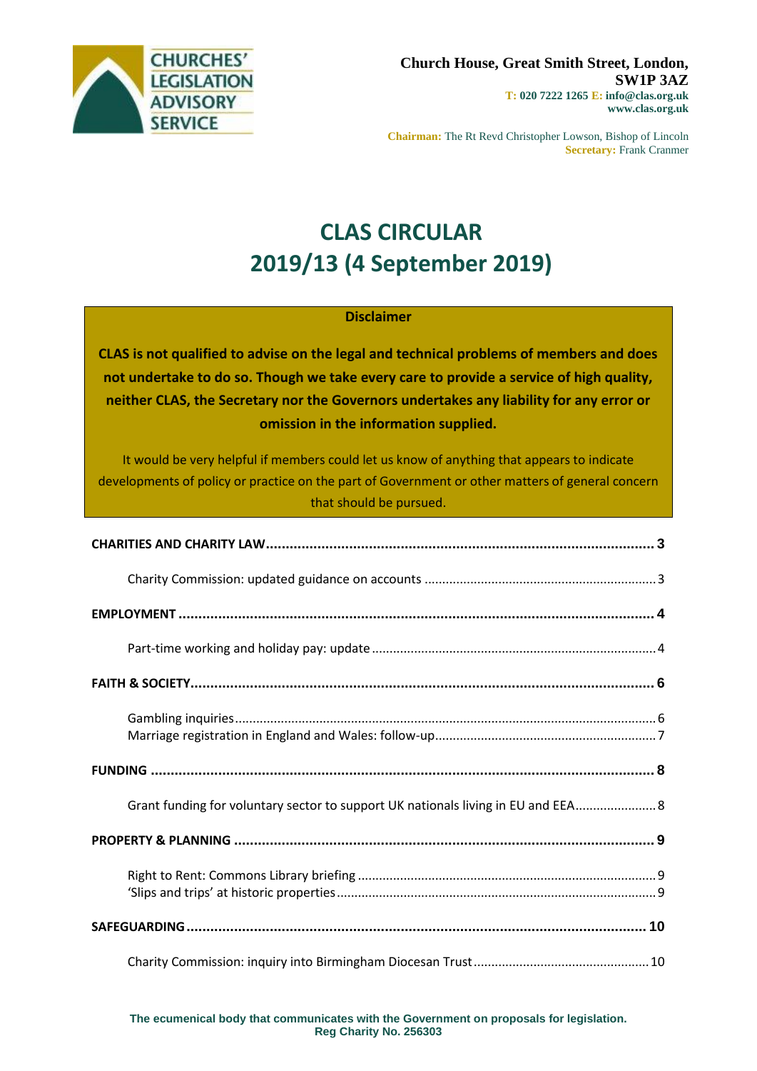CHURCHES' LEGISLATION ADVISORY SERVICE

**Church House, Great Smith Street, London, SW1P 3AZ**
**T: 020 7222 1265 E: info@clas.org.uk**
**www.clas.org.uk**

**Chairman:** The Rt Revd Christopher Lowson, Bishop of Lincoln
**Secretary:** Frank Cranmer

# CLAS CIRCULAR
# 2019/13 (4 September 2019)

**Disclaimer**

**CLAS is not qualified to advise on the legal and technical problems of members and does not undertake to do so. Though we take every care to provide a service of high quality, neither CLAS, the Secretary nor the Governors undertakes any liability for any error or omission in the information supplied.**

It would be very helpful if members could let us know of anything that appears to indicate developments of policy or practice on the part of Government or other matters of general concern that should be pursued.

**CHARITIES AND CHARITY LAW** .......... 3

Charity Commission: updated guidance on accounts .......... 3

**EMPLOYMENT** .......... 4

Part-time working and holiday pay: update .......... 4

**FAITH & SOCIETY** .......... 6

Gambling inquiries .......... 6
Marriage registration in England and Wales: follow-up .......... 7

**FUNDING** .......... 8

Grant funding for voluntary sector to support UK nationals living in EU and EEA .......... 8

**PROPERTY & PLANNING** .......... 9

Right to Rent: Commons Library briefing .......... 9
'Slips and trips' at historic properties .......... 9

**SAFEGUARDING** .......... 10

Charity Commission: inquiry into Birmingham Diocesan Trust .......... 10

**The ecumenical body that communicates with the Government on proposals for legislation.**
**Reg Charity No. 256303**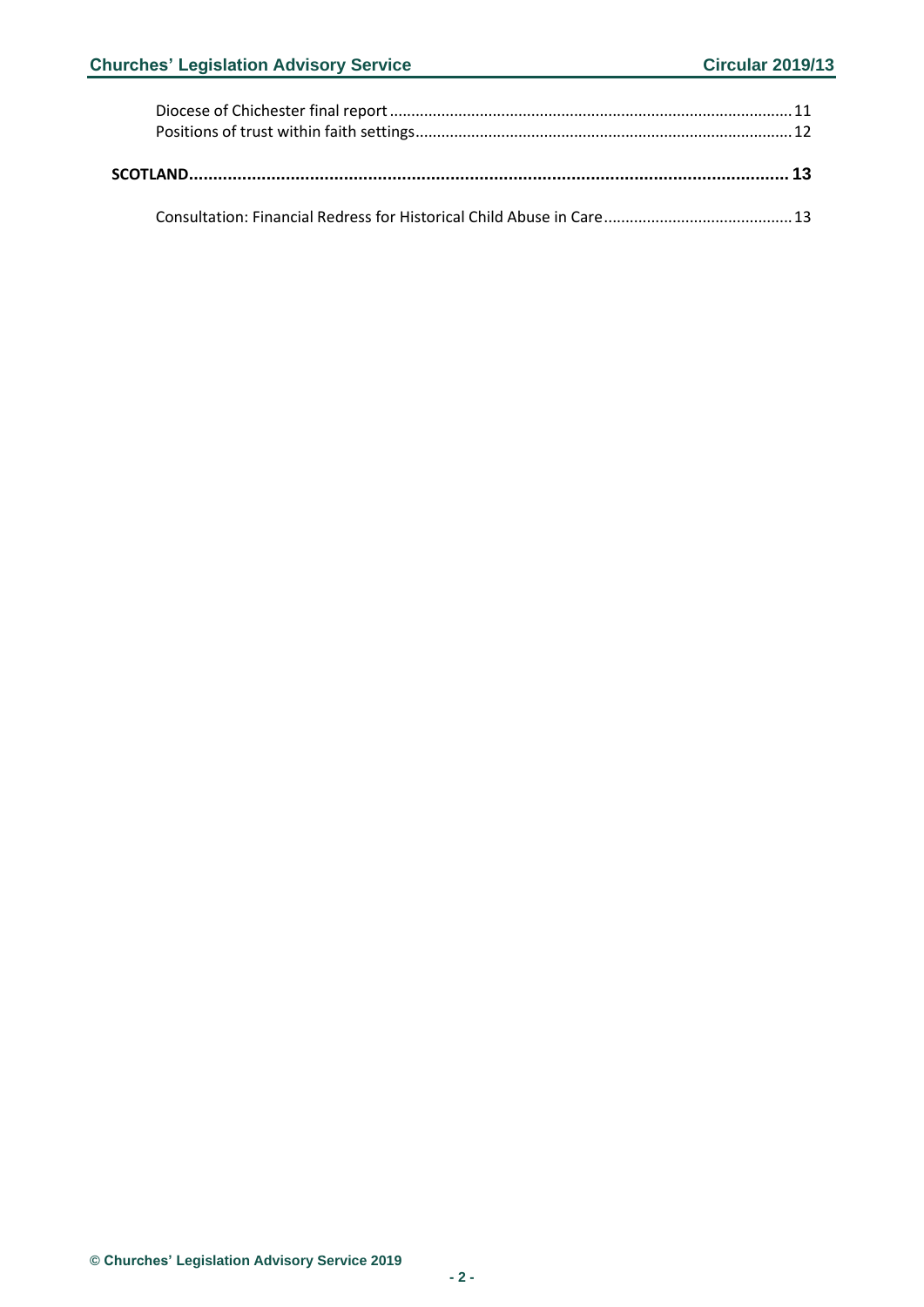Diocese of Chichester final report ... 11
Positions of trust within faith settings ... 12

**SCOTLAND ... 13**

Consultation: Financial Redress for Historical Child Abuse in Care ... 13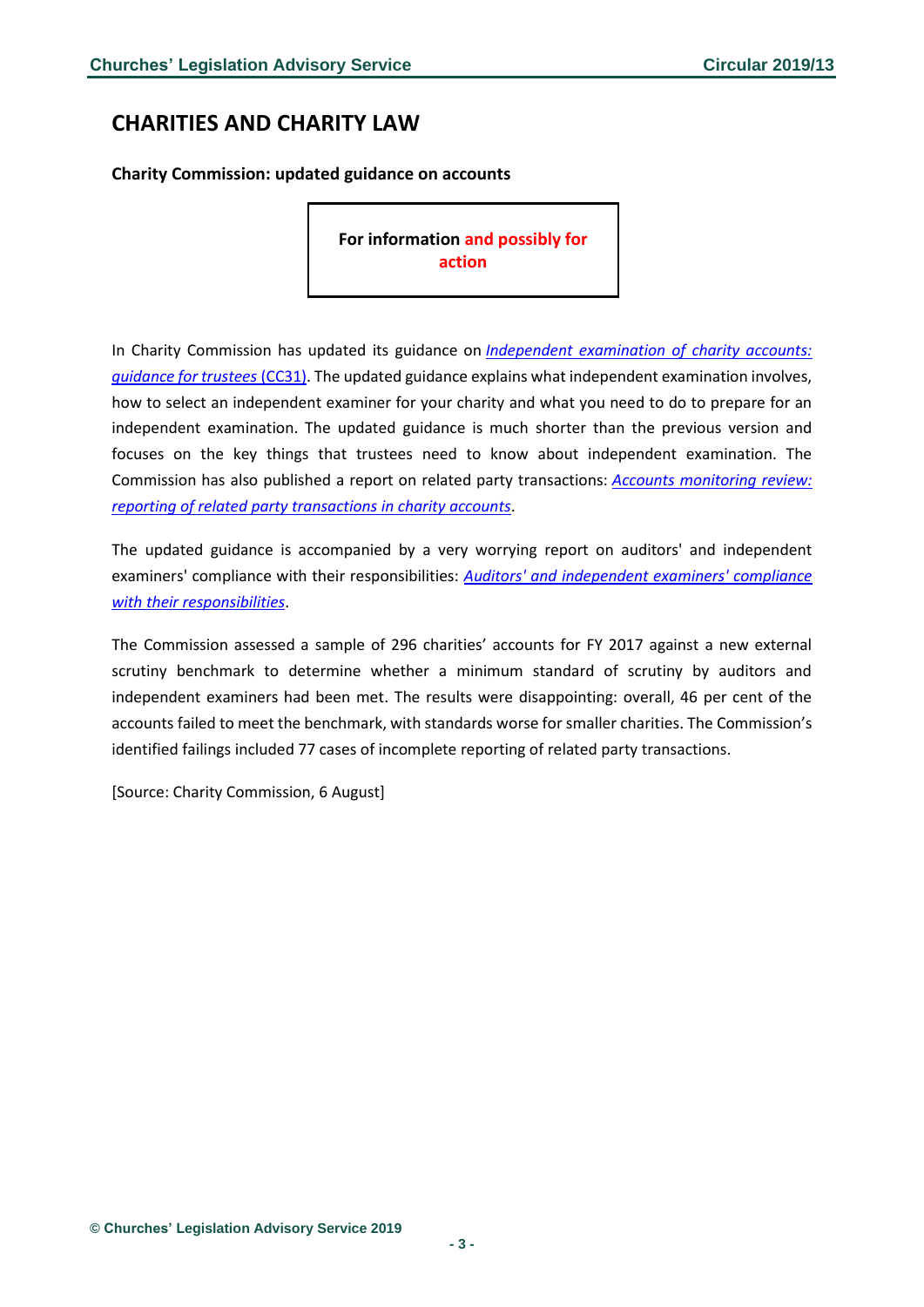# CHARITIES AND CHARITY LAW

**Charity Commission: updated guidance on accounts**

**For information and possibly for action**

In Charity Commission has updated its guidance on *Independent examination of charity accounts: guidance for trustees* (CC31). The updated guidance explains what independent examination involves, how to select an independent examiner for your charity and what you need to do to prepare for an independent examination. The updated guidance is much shorter than the previous version and focuses on the key things that trustees need to know about independent examination. The Commission has also published a report on related party transactions: *Accounts monitoring review: reporting of related party transactions in charity accounts*.

The updated guidance is accompanied by a very worrying report on auditors' and independent examiners' compliance with their responsibilities: *Auditors' and independent examiners' compliance with their responsibilities*.

The Commission assessed a sample of 296 charities' accounts for FY 2017 against a new external scrutiny benchmark to determine whether a minimum standard of scrutiny by auditors and independent examiners had been met. The results were disappointing: overall, 46 per cent of the accounts failed to meet the benchmark, with standards worse for smaller charities. The Commission's identified failings included 77 cases of incomplete reporting of related party transactions.

[Source: Charity Commission, 6 August]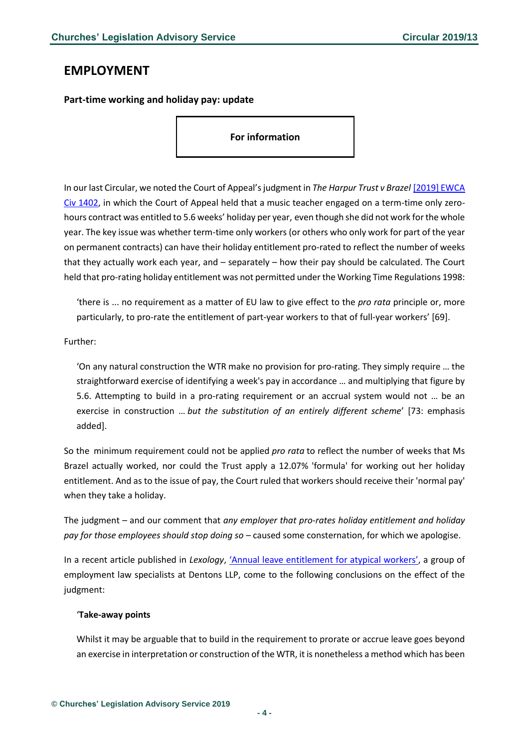## EMPLOYMENT

### Part-time working and holiday pay: update

**For information**

In our last Circular, we noted the Court of Appeal's judgment in *The Harpur Trust v Brazel* [2019] EWCA Civ 1402, in which the Court of Appeal held that a music teacher engaged on a term-time only zero-hours contract was entitled to 5.6 weeks' holiday per year, even though she did not work for the whole year. The key issue was whether term-time only workers (or others who only work for part of the year on permanent contracts) can have their holiday entitlement pro-rated to reflect the number of weeks that they actually work each year, and – separately – how their pay should be calculated. The Court held that pro-rating holiday entitlement was not permitted under the Working Time Regulations 1998:

> 'there is ... no requirement as a matter of EU law to give effect to the *pro rata* principle or, more particularly, to pro-rate the entitlement of part-year workers to that of full-year workers' [69].

Further:

> 'On any natural construction the WTR make no provision for pro-rating. They simply require … the straightforward exercise of identifying a week's pay in accordance … and multiplying that figure by 5.6. Attempting to build in a pro-rating requirement or an accrual system would not … be an exercise in construction … *but the substitution of an entirely different scheme*' [73: emphasis added].

So the minimum requirement could not be applied *pro rata* to reflect the number of weeks that Ms Brazel actually worked, nor could the Trust apply a 12.07% 'formula' for working out her holiday entitlement. And as to the issue of pay, the Court ruled that workers should receive their 'normal pay' when they take a holiday.

The judgment – and our comment that *any employer that pro-rates holiday entitlement and holiday pay for those employees should stop doing so* – caused some consternation, for which we apologise.

In a recent article published in *Lexology*, 'Annual leave entitlement for atypical workers', a group of employment law specialists at Dentons LLP, come to the following conclusions on the effect of the judgment:

> '**Take-away points**
>
> Whilst it may be arguable that to build in the requirement to prorate or accrue leave goes beyond an exercise in interpretation or construction of the WTR, it is nonetheless a method which has been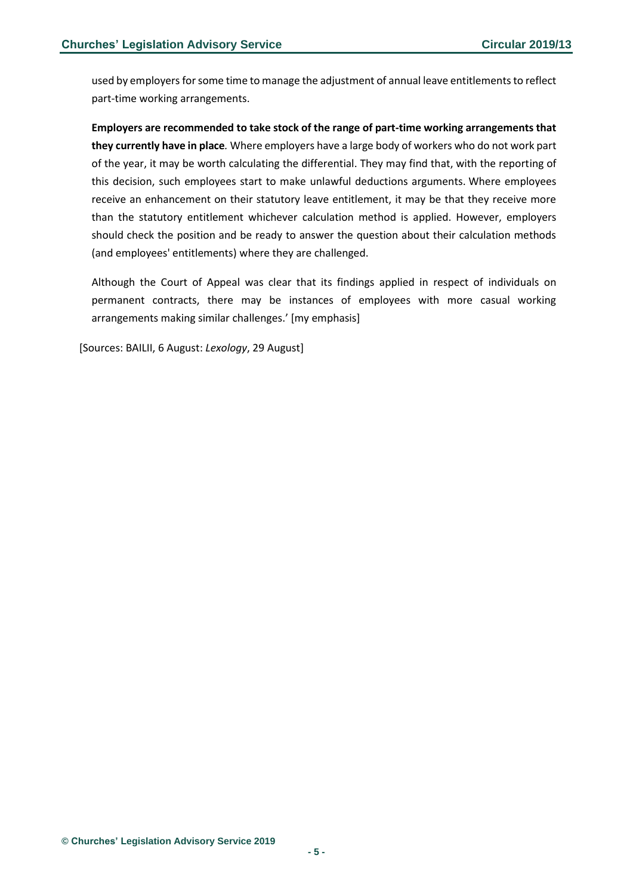used by employers for some time to manage the adjustment of annual leave entitlements to reflect part-time working arrangements.

**Employers are recommended to take stock of the range of part-time working arrangements that they currently have in place**. Where employers have a large body of workers who do not work part of the year, it may be worth calculating the differential. They may find that, with the reporting of this decision, such employees start to make unlawful deductions arguments. Where employees receive an enhancement on their statutory leave entitlement, it may be that they receive more than the statutory entitlement whichever calculation method is applied. However, employers should check the position and be ready to answer the question about their calculation methods (and employees' entitlements) where they are challenged.

Although the Court of Appeal was clear that its findings applied in respect of individuals on permanent contracts, there may be instances of employees with more casual working arrangements making similar challenges.' [my emphasis]

[Sources: BAILII, 6 August: *Lexology*, 29 August]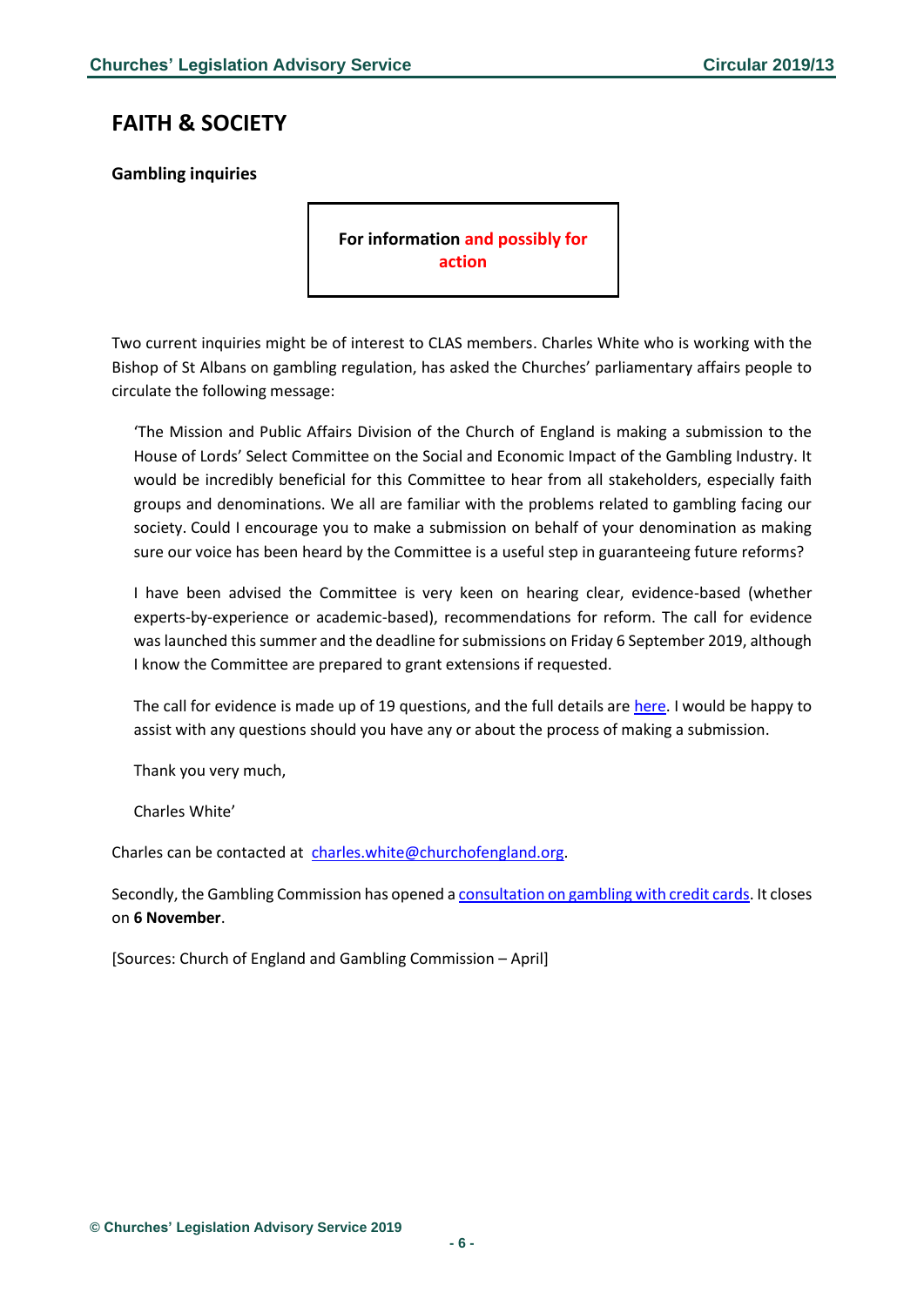## FAITH & SOCIETY

### Gambling inquiries

**For information and possibly for action**

Two current inquiries might be of interest to CLAS members. Charles White who is working with the Bishop of St Albans on gambling regulation, has asked the Churches' parliamentary affairs people to circulate the following message:

> 'The Mission and Public Affairs Division of the Church of England is making a submission to the House of Lords' Select Committee on the Social and Economic Impact of the Gambling Industry. It would be incredibly beneficial for this Committee to hear from all stakeholders, especially faith groups and denominations. We all are familiar with the problems related to gambling facing our society. Could I encourage you to make a submission on behalf of your denomination as making sure our voice has been heard by the Committee is a useful step in guaranteeing future reforms?
>
> I have been advised the Committee is very keen on hearing clear, evidence-based (whether experts-by-experience or academic-based), recommendations for reform. The call for evidence was launched this summer and the deadline for submissions on Friday 6 September 2019, although I know the Committee are prepared to grant extensions if requested.
>
> The call for evidence is made up of 19 questions, and the full details are here. I would be happy to assist with any questions should you have any or about the process of making a submission.
>
> Thank you very much,
>
> Charles White'

Charles can be contacted at charles.white@churchofengland.org.

Secondly, the Gambling Commission has opened a consultation on gambling with credit cards. It closes on **6 November**.

[Sources: Church of England and Gambling Commission – April]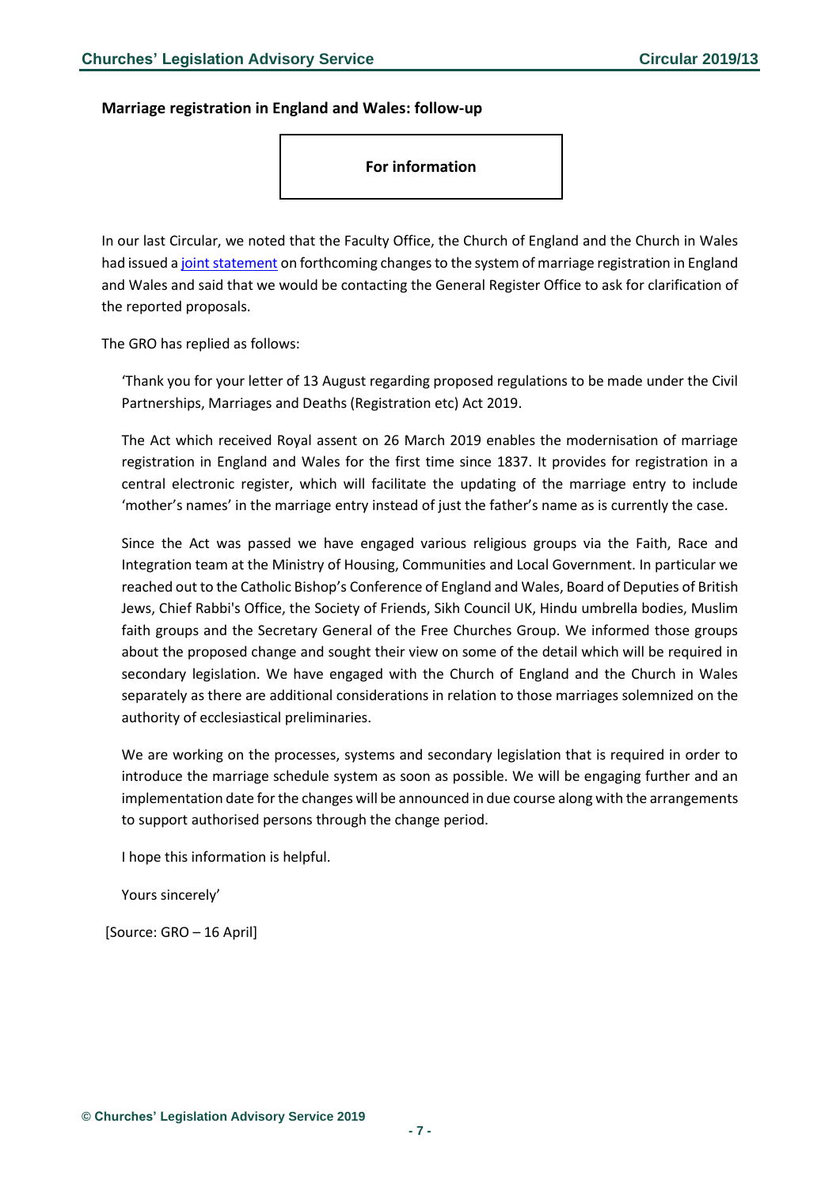**Marriage registration in England and Wales: follow-up**

**For information**

In our last Circular, we noted that the Faculty Office, the Church of England and the Church in Wales had issued a [joint statement](#) on forthcoming changes to the system of marriage registration in England and Wales and said that we would be contacting the General Register Office to ask for clarification of the reported proposals.

The GRO has replied as follows:

> 'Thank you for your letter of 13 August regarding proposed regulations to be made under the Civil Partnerships, Marriages and Deaths (Registration etc) Act 2019.
>
> The Act which received Royal assent on 26 March 2019 enables the modernisation of marriage registration in England and Wales for the first time since 1837. It provides for registration in a central electronic register, which will facilitate the updating of the marriage entry to include 'mother's names' in the marriage entry instead of just the father's name as is currently the case.
>
> Since the Act was passed we have engaged various religious groups via the Faith, Race and Integration team at the Ministry of Housing, Communities and Local Government. In particular we reached out to the Catholic Bishop's Conference of England and Wales, Board of Deputies of British Jews, Chief Rabbi's Office, the Society of Friends, Sikh Council UK, Hindu umbrella bodies, Muslim faith groups and the Secretary General of the Free Churches Group. We informed those groups about the proposed change and sought their view on some of the detail which will be required in secondary legislation. We have engaged with the Church of England and the Church in Wales separately as there are additional considerations in relation to those marriages solemnized on the authority of ecclesiastical preliminaries.
>
> We are working on the processes, systems and secondary legislation that is required in order to introduce the marriage schedule system as soon as possible. We will be engaging further and an implementation date for the changes will be announced in due course along with the arrangements to support authorised persons through the change period.
>
> I hope this information is helpful.
>
> Yours sincerely'

[Source: GRO – 16 April]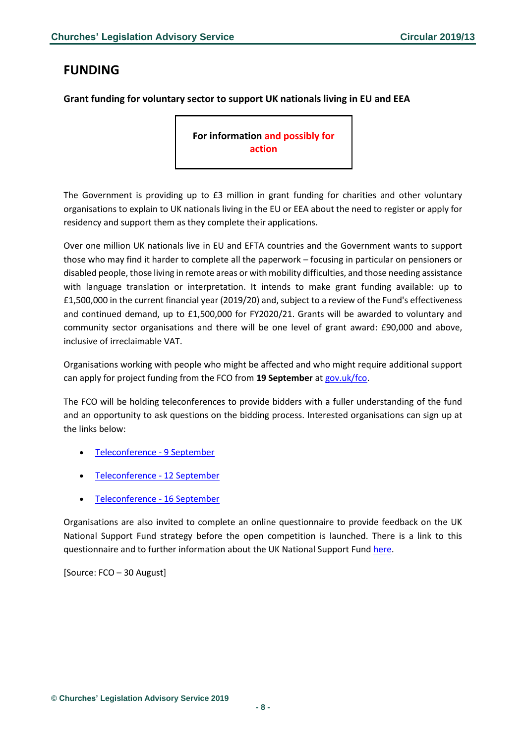# FUNDING

### Grant funding for voluntary sector to support UK nationals living in EU and EEA

**For information and possibly for action**

The Government is providing up to £3 million in grant funding for charities and other voluntary organisations to explain to UK nationals living in the EU or EEA about the need to register or apply for residency and support them as they complete their applications.

Over one million UK nationals live in EU and EFTA countries and the Government wants to support those who may find it harder to complete all the paperwork – focusing in particular on pensioners or disabled people, those living in remote areas or with mobility difficulties, and those needing assistance with language translation or interpretation. It intends to make grant funding available: up to £1,500,000 in the current financial year (2019/20) and, subject to a review of the Fund's effectiveness and continued demand, up to £1,500,000 for FY2020/21. Grants will be awarded to voluntary and community sector organisations and there will be one level of grant award: £90,000 and above, inclusive of irreclaimable VAT.

Organisations working with people who might be affected and who might require additional support can apply for project funding from the FCO from **19 September** at gov.uk/fco.

The FCO will be holding teleconferences to provide bidders with a fuller understanding of the fund and an opportunity to ask questions on the bidding process. Interested organisations can sign up at the links below:

- Teleconference - 9 September
- Teleconference - 12 September
- Teleconference - 16 September

Organisations are also invited to complete an online questionnaire to provide feedback on the UK National Support Fund strategy before the open competition is launched. There is a link to this questionnaire and to further information about the UK National Support Fund here.

[Source: FCO – 30 August]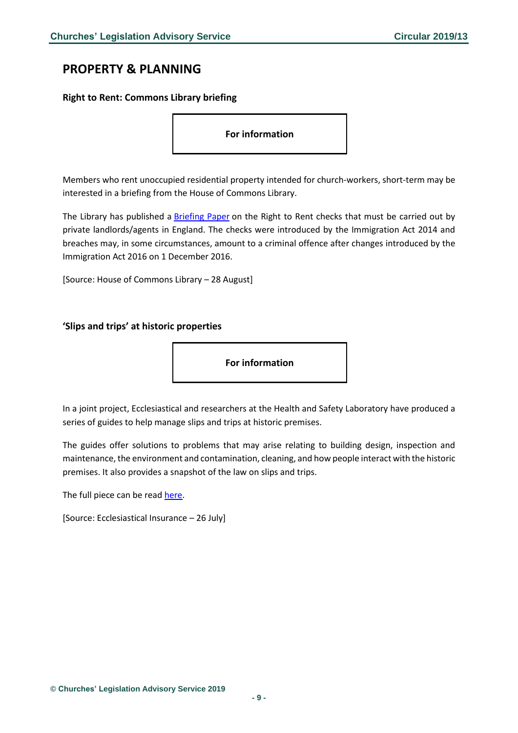## PROPERTY & PLANNING

### Right to Rent: Commons Library briefing

**For information**

Members who rent unoccupied residential property intended for church-workers, short-term may be interested in a briefing from the House of Commons Library.

The Library has published a Briefing Paper on the Right to Rent checks that must be carried out by private landlords/agents in England. The checks were introduced by the Immigration Act 2014 and breaches may, in some circumstances, amount to a criminal offence after changes introduced by the Immigration Act 2016 on 1 December 2016.

[Source: House of Commons Library – 28 August]

### 'Slips and trips' at historic properties

**For information**

In a joint project, Ecclesiastical and researchers at the Health and Safety Laboratory have produced a series of guides to help manage slips and trips at historic premises.

The guides offer solutions to problems that may arise relating to building design, inspection and maintenance, the environment and contamination, cleaning, and how people interact with the historic premises. It also provides a snapshot of the law on slips and trips.

The full piece can be read here.

[Source: Ecclesiastical Insurance – 26 July]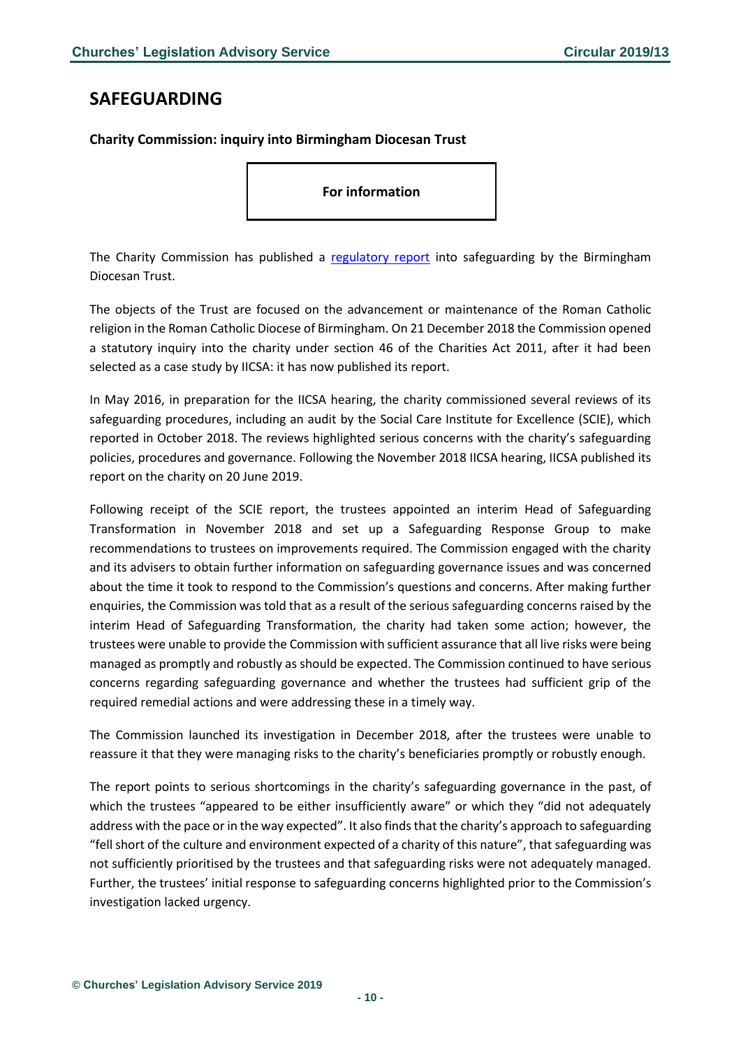# SAFEGUARDING

### Charity Commission: inquiry into Birmingham Diocesan Trust

**For information**

The Charity Commission has published a [regulatory report]() into safeguarding by the Birmingham Diocesan Trust.

The objects of the Trust are focused on the advancement or maintenance of the Roman Catholic religion in the Roman Catholic Diocese of Birmingham. On 21 December 2018 the Commission opened a statutory inquiry into the charity under section 46 of the Charities Act 2011, after it had been selected as a case study by IICSA: it has now published its report.

In May 2016, in preparation for the IICSA hearing, the charity commissioned several reviews of its safeguarding procedures, including an audit by the Social Care Institute for Excellence (SCIE), which reported in October 2018. The reviews highlighted serious concerns with the charity's safeguarding policies, procedures and governance. Following the November 2018 IICSA hearing, IICSA published its report on the charity on 20 June 2019.

Following receipt of the SCIE report, the trustees appointed an interim Head of Safeguarding Transformation in November 2018 and set up a Safeguarding Response Group to make recommendations to trustees on improvements required. The Commission engaged with the charity and its advisers to obtain further information on safeguarding governance issues and was concerned about the time it took to respond to the Commission's questions and concerns. After making further enquiries, the Commission was told that as a result of the serious safeguarding concerns raised by the interim Head of Safeguarding Transformation, the charity had taken some action; however, the trustees were unable to provide the Commission with sufficient assurance that all live risks were being managed as promptly and robustly as should be expected. The Commission continued to have serious concerns regarding safeguarding governance and whether the trustees had sufficient grip of the required remedial actions and were addressing these in a timely way.

The Commission launched its investigation in December 2018, after the trustees were unable to reassure it that they were managing risks to the charity's beneficiaries promptly or robustly enough.

The report points to serious shortcomings in the charity's safeguarding governance in the past, of which the trustees "appeared to be either insufficiently aware" or which they "did not adequately address with the pace or in the way expected". It also finds that the charity's approach to safeguarding "fell short of the culture and environment expected of a charity of this nature", that safeguarding was not sufficiently prioritised by the trustees and that safeguarding risks were not adequately managed. Further, the trustees' initial response to safeguarding concerns highlighted prior to the Commission's investigation lacked urgency.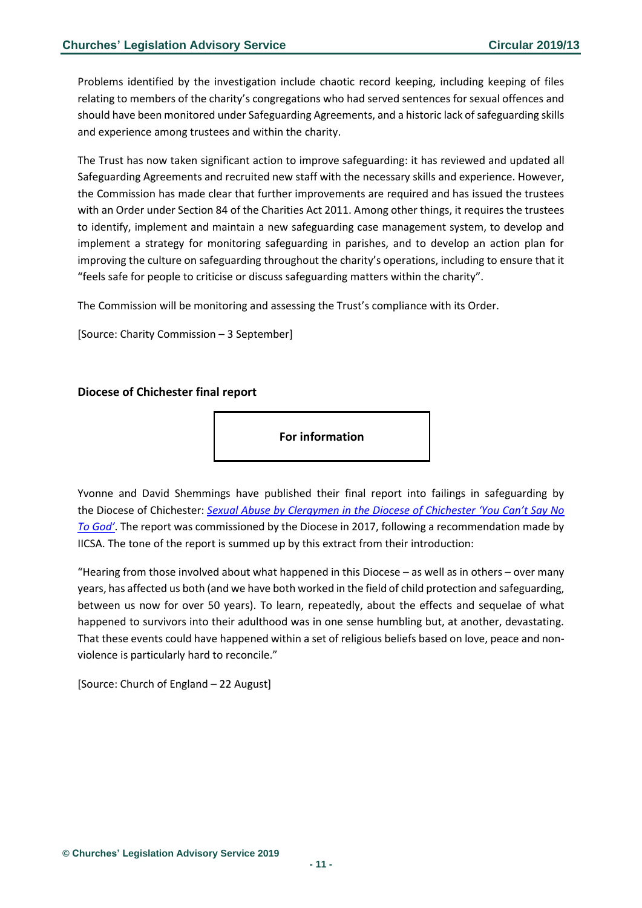Problems identified by the investigation include chaotic record keeping, including keeping of files relating to members of the charity's congregations who had served sentences for sexual offences and should have been monitored under Safeguarding Agreements, and a historic lack of safeguarding skills and experience among trustees and within the charity.

The Trust has now taken significant action to improve safeguarding: it has reviewed and updated all Safeguarding Agreements and recruited new staff with the necessary skills and experience. However, the Commission has made clear that further improvements are required and has issued the trustees with an Order under Section 84 of the Charities Act 2011. Among other things, it requires the trustees to identify, implement and maintain a new safeguarding case management system, to develop and implement a strategy for monitoring safeguarding in parishes, and to develop an action plan for improving the culture on safeguarding throughout the charity's operations, including to ensure that it "feels safe for people to criticise or discuss safeguarding matters within the charity".

The Commission will be monitoring and assessing the Trust's compliance with its Order.

[Source: Charity Commission – 3 September]

### Diocese of Chichester final report

**For information**

Yvonne and David Shemmings have published their final report into failings in safeguarding by the Diocese of Chichester: *Sexual Abuse by Clergymen in the Diocese of Chichester 'You Can't Say No To God'*. The report was commissioned by the Diocese in 2017, following a recommendation made by IICSA. The tone of the report is summed up by this extract from their introduction:

"Hearing from those involved about what happened in this Diocese – as well as in others – over many years, has affected us both (and we have both worked in the field of child protection and safeguarding, between us now for over 50 years). To learn, repeatedly, about the effects and sequelae of what happened to survivors into their adulthood was in one sense humbling but, at another, devastating. That these events could have happened within a set of religious beliefs based on love, peace and non-violence is particularly hard to reconcile."

[Source: Church of England – 22 August]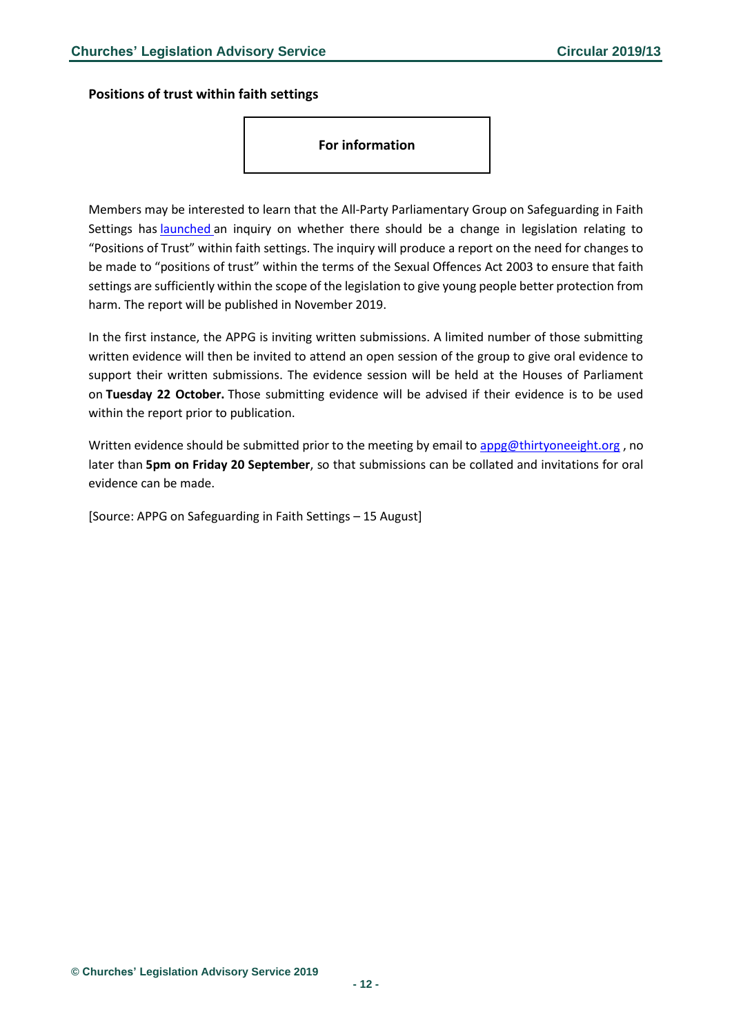### Positions of trust within faith settings

**For information**

Members may be interested to learn that the All-Party Parliamentary Group on Safeguarding in Faith Settings has launched an inquiry on whether there should be a change in legislation relating to "Positions of Trust" within faith settings. The inquiry will produce a report on the need for changes to be made to "positions of trust" within the terms of the Sexual Offences Act 2003 to ensure that faith settings are sufficiently within the scope of the legislation to give young people better protection from harm. The report will be published in November 2019.

In the first instance, the APPG is inviting written submissions. A limited number of those submitting written evidence will then be invited to attend an open session of the group to give oral evidence to support their written submissions. The evidence session will be held at the Houses of Parliament on **Tuesday 22 October.** Those submitting evidence will be advised if their evidence is to be used within the report prior to publication.

Written evidence should be submitted prior to the meeting by email to appg@thirtyoneeight.org , no later than **5pm on Friday 20 September**, so that submissions can be collated and invitations for oral evidence can be made.

[Source: APPG on Safeguarding in Faith Settings – 15 August]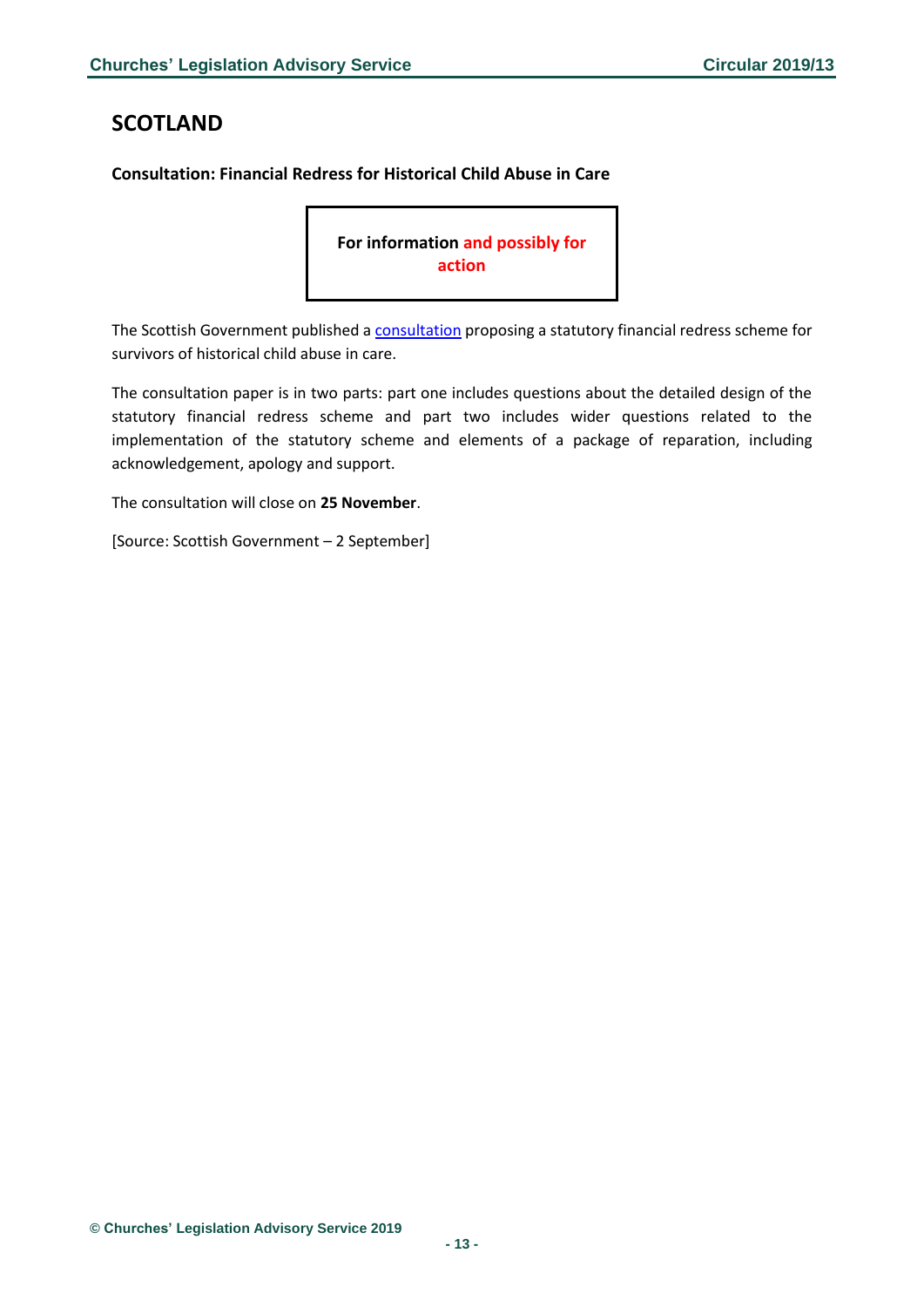# SCOTLAND

**Consultation: Financial Redress for Historical Child Abuse in Care**

**For information and possibly for action**

The Scottish Government published a consultation proposing a statutory financial redress scheme for survivors of historical child abuse in care.

The consultation paper is in two parts: part one includes questions about the detailed design of the statutory financial redress scheme and part two includes wider questions related to the implementation of the statutory scheme and elements of a package of reparation, including acknowledgement, apology and support.

The consultation will close on **25 November**.

[Source: Scottish Government – 2 September]